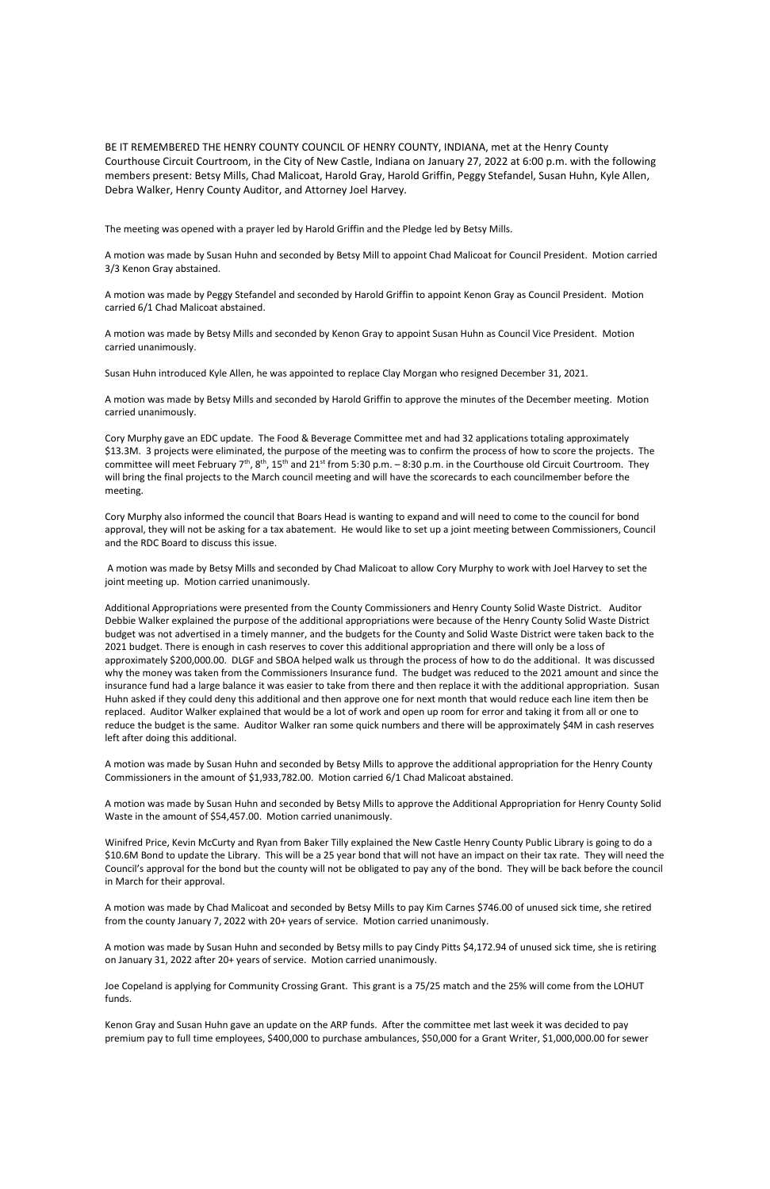BE IT REMEMBERED THE HENRY COUNTY COUNCIL OF HENRY COUNTY, INDIANA, met at the Henry County Courthouse Circuit Courtroom, in the City of New Castle, Indiana on January 27, 2022 at 6:00 p.m. with the following members present: Betsy Mills, Chad Malicoat, Harold Gray, Harold Griffin, Peggy Stefandel, Susan Huhn, Kyle Allen, Debra Walker, Henry County Auditor, and Attorney Joel Harvey.

The meeting was opened with a prayer led by Harold Griffin and the Pledge led by Betsy Mills.

A motion was made by Susan Huhn and seconded by Betsy Mill to appoint Chad Malicoat for Council President. Motion carried 3/3 Kenon Gray abstained.

A motion was made by Peggy Stefandel and seconded by Harold Griffin to appoint Kenon Gray as Council President. Motion carried 6/1 Chad Malicoat abstained.

A motion was made by Betsy Mills and seconded by Kenon Gray to appoint Susan Huhn as Council Vice President. Motion carried unanimously.

Susan Huhn introduced Kyle Allen, he was appointed to replace Clay Morgan who resigned December 31, 2021.

A motion was made by Betsy Mills and seconded by Harold Griffin to approve the minutes of the December meeting. Motion carried unanimously.

Cory Murphy gave an EDC update. The Food & Beverage Committee met and had 32 applications totaling approximately $13.3M. 3 projects were eliminated, the purpose of the meeting was to confirm the process of how to score the projects. The committee will meet February 7th, 8th, 15th and 21st from 5:30 p.m. – 8:30 p.m. in the Courthouse old Circuit Courtroom. They will bring the final projects to the March council meeting and will have the scorecards to each councilmember before the meeting.

Cory Murphy also informed the council that Boars Head is wanting to expand and will need to come to the council for bond approval, they will not be asking for a tax abatement. He would like to set up a joint meeting between Commissioners, Council and the RDC Board to discuss this issue.

A motion was made by Betsy Mills and seconded by Chad Malicoat to allow Cory Murphy to work with Joel Harvey to set the joint meeting up. Motion carried unanimously.

Additional Appropriations were presented from the County Commissioners and Henry County Solid Waste District. Auditor Debbie Walker explained the purpose of the additional appropriations were because of the Henry County Solid Waste District budget was not advertised in a timely manner, and the budgets for the County and Solid Waste District were taken back to the 2021 budget. There is enough in cash reserves to cover this additional appropriation and there will only be a loss of approximately $200,000.00. DLGF and SBOA helped walk us through the process of how to do the additional. It was discussed why the money was taken from the Commissioners Insurance fund. The budget was reduced to the 2021 amount and since the insurance fund had a large balance it was easier to take from there and then replace it with the additional appropriation. Susan Huhn asked if they could deny this additional and then approve one for next month that would reduce each line item then be replaced. Auditor Walker explained that would be a lot of work and open up room for error and taking it from all or one to reduce the budget is the same. Auditor Walker ran some quick numbers and there will be approximately $4M in cash reserves left after doing this additional.

A motion was made by Susan Huhn and seconded by Betsy Mills to approve the additional appropriation for the Henry County Commissioners in the amount of $1,933,782.00. Motion carried 6/1 Chad Malicoat abstained.

A motion was made by Susan Huhn and seconded by Betsy Mills to approve the Additional Appropriation for Henry County Solid Waste in the amount of $54,457.00. Motion carried unanimously.

Winifred Price, Kevin McCurty and Ryan from Baker Tilly explained the New Castle Henry County Public Library is going to do a $10.6M Bond to update the Library. This will be a 25 year bond that will not have an impact on their tax rate. They will need the Council's approval for the bond but the county will not be obligated to pay any of the bond. They will be back before the council in March for their approval.

A motion was made by Chad Malicoat and seconded by Betsy Mills to pay Kim Carnes $746.00 of unused sick time, she retired from the county January 7, 2022 with 20+ years of service. Motion carried unanimously.

A motion was made by Susan Huhn and seconded by Betsy mills to pay Cindy Pitts $4,172.94 of unused sick time, she is retiring on January 31, 2022 after 20+ years of service. Motion carried unanimously.

Joe Copeland is applying for Community Crossing Grant. This grant is a 75/25 match and the 25% will come from the LOHUT funds.

Kenon Gray and Susan Huhn gave an update on the ARP funds. After the committee met last week it was decided to pay premium pay to full time employees, $400,000 to purchase ambulances, $50,000 for a Grant Writer, $1,000,000.00 for sewer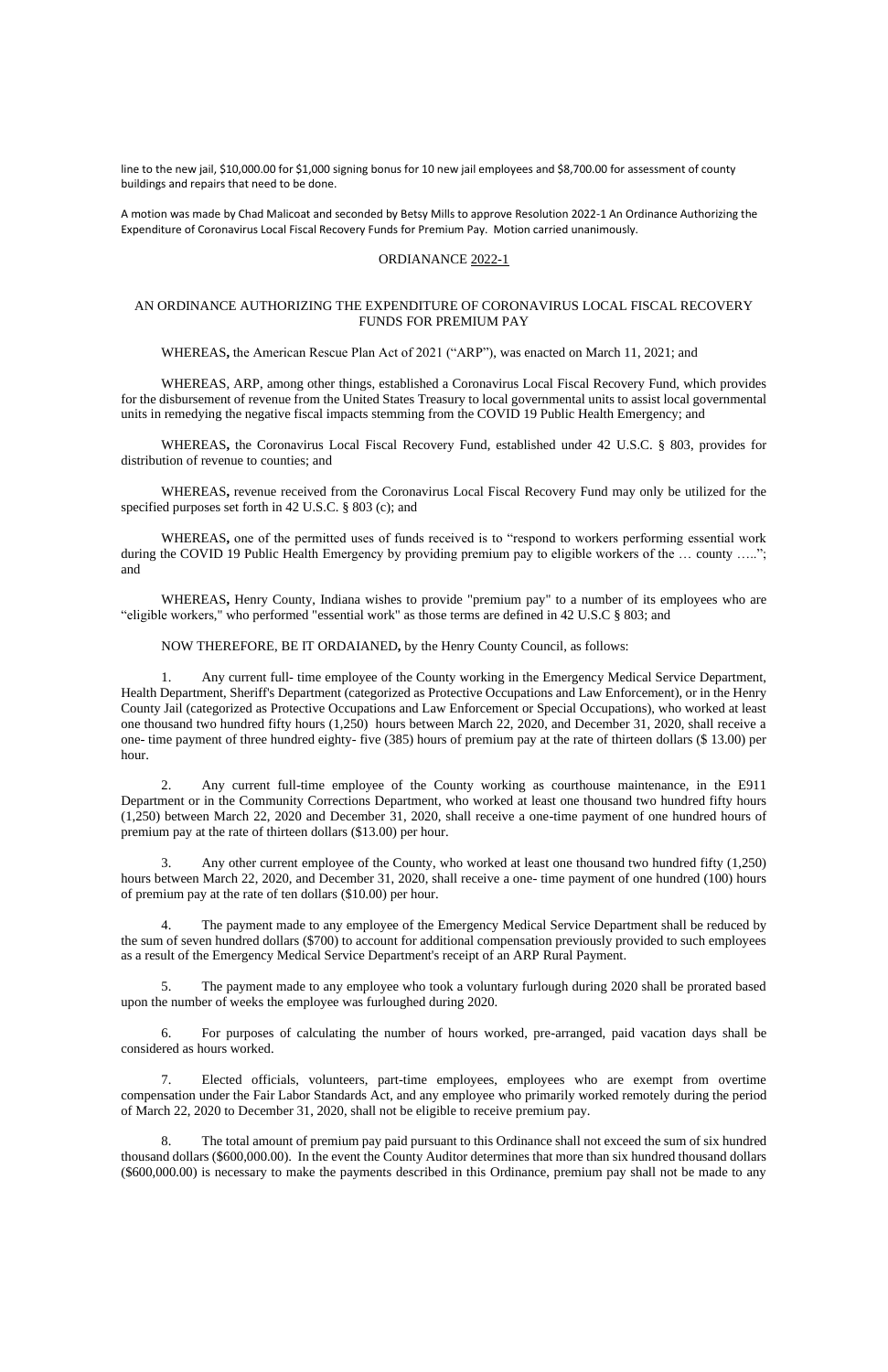line to the new jail, $10,000.00 for $1,000 signing bonus for 10 new jail employees and $8,700.00 for assessment of county buildings and repairs that need to be done.

A motion was made by Chad Malicoat and seconded by Betsy Mills to approve Resolution 2022-1 An Ordinance Authorizing the Expenditure of Coronavirus Local Fiscal Recovery Funds for Premium Pay. Motion carried unanimously.

ORDIANANCE 2022-1

AN ORDINANCE AUTHORIZING THE EXPENDITURE OF CORONAVIRUS LOCAL FISCAL RECOVERY FUNDS FOR PREMIUM PAY

WHEREAS**,** the American Rescue Plan Act of 2021 ("ARP"), was enacted on March 11, 2021; and

WHEREAS, ARP, among other things, established a Coronavirus Local Fiscal Recovery Fund, which provides for the disbursement of revenue from the United States Treasury to local governmental units to assist local governmental units in remedying the negative fiscal impacts stemming from the COVID 19 Public Health Emergency; and

WHEREAS**,** the Coronavirus Local Fiscal Recovery Fund, established under 42 U.S.C. § 803, provides for distribution of revenue to counties; and

WHEREAS**,** revenue received from the Coronavirus Local Fiscal Recovery Fund may only be utilized for the specified purposes set forth in 42 U.S.C. § 803 (c); and

WHEREAS**,** one of the permitted uses of funds received is to "respond to workers performing essential work during the COVID 19 Public Health Emergency by providing premium pay to eligible workers of the … county …..."; and

WHEREAS**,** Henry County, Indiana wishes to provide "premium pay" to a number of its employees who are "eligible workers," who performed "essential work" as those terms are defined in 42 U.S.C § 803; and

NOW THEREFORE, BE IT ORDAIANED**,** by the Henry County Council, as follows:

1. Any current full- time employee of the County working in the Emergency Medical Service Department, Health Department, Sheriff's Department (categorized as Protective Occupations and Law Enforcement), or in the Henry County Jail (categorized as Protective Occupations and Law Enforcement or Special Occupations), who worked at least one thousand two hundred fifty hours (1,250) hours between March 22, 2020, and December 31, 2020, shall receive a one- time payment of three hundred eighty- five (385) hours of premium pay at the rate of thirteen dollars ($ 13.00) per hour.

2. Any current full-time employee of the County working as courthouse maintenance, in the E911 Department or in the Community Corrections Department, who worked at least one thousand two hundred fifty hours (1,250) between March 22, 2020 and December 31, 2020, shall receive a one-time payment of one hundred hours of premium pay at the rate of thirteen dollars ($13.00) per hour.

3. Any other current employee of the County, who worked at least one thousand two hundred fifty (1,250) hours between March 22, 2020, and December 31, 2020, shall receive a one- time payment of one hundred (100) hours of premium pay at the rate of ten dollars ($10.00) per hour.

4. The payment made to any employee of the Emergency Medical Service Department shall be reduced by the sum of seven hundred dollars ($700) to account for additional compensation previously provided to such employees as a result of the Emergency Medical Service Department's receipt of an ARP Rural Payment.

5. The payment made to any employee who took a voluntary furlough during 2020 shall be prorated based upon the number of weeks the employee was furloughed during 2020.

6. For purposes of calculating the number of hours worked, pre-arranged, paid vacation days shall be considered as hours worked.

7. Elected officials, volunteers, part-time employees, employees who are exempt from overtime compensation under the Fair Labor Standards Act, and any employee who primarily worked remotely during the period of March 22, 2020 to December 31, 2020, shall not be eligible to receive premium pay.

8. The total amount of premium pay paid pursuant to this Ordinance shall not exceed the sum of six hundred thousand dollars ($600,000.00). In the event the County Auditor determines that more than six hundred thousand dollars ($600,000.00) is necessary to make the payments described in this Ordinance, premium pay shall not be made to any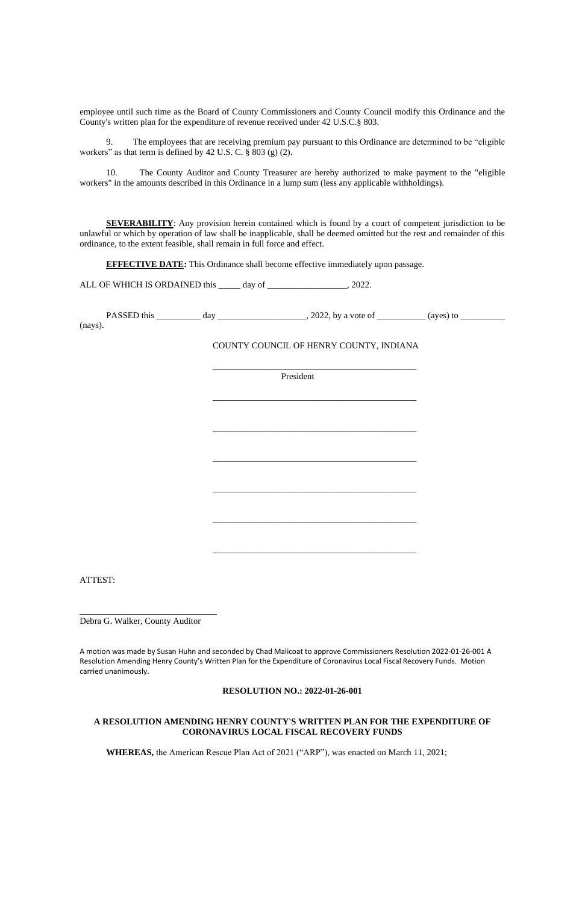employee until such time as the Board of County Commissioners and County Council modify this Ordinance and the County's written plan for the expenditure of revenue received under 42 U.S.C.§ 803.

9. The employees that are receiving premium pay pursuant to this Ordinance are determined to be "eligible workers" as that term is defined by 42 U.S. C. § 803 (g) (2).

10. The County Auditor and County Treasurer are hereby authorized to make payment to the "eligible workers" in the amounts described in this Ordinance in a lump sum (less any applicable withholdings).

**SEVERABILITY**: Any provision herein contained which is found by a court of competent jurisdiction to be unlawful or which by operation of law shall be inapplicable, shall be deemed omitted but the rest and remainder of this ordinance, to the extent feasible, shall remain in full force and effect.

**EFFECTIVE DATE:** This Ordinance shall become effective immediately upon passage.

ALL OF WHICH IS ORDAINED this _____ day of __________________, 2022.

PASSED this __________ day ___________________, 2022, by a vote of ___________ (ayes) to __________ (nays).

COUNTY COUNCIL OF HENRY COUNTY, INDIANA

_______________________________________________
President

_______________________________________________

_______________________________________________

_______________________________________________

_______________________________________________

_______________________________________________

_______________________________________________

ATTEST:

_______________________________
Debra G. Walker, County Auditor

A motion was made by Susan Huhn and seconded by Chad Malicoat to approve Commissioners Resolution 2022-01-26-001 A Resolution Amending Henry County's Written Plan for the Expenditure of Coronavirus Local Fiscal Recovery Funds. Motion carried unanimously.

**RESOLUTION NO.: 2022-01-26-001**

**A RESOLUTION AMENDING HENRY COUNTY'S WRITTEN PLAN FOR THE EXPENDITURE OF CORONAVIRUS LOCAL FISCAL RECOVERY FUNDS**

**WHEREAS,** the American Rescue Plan Act of 2021 ("ARP"), was enacted on March 11, 2021;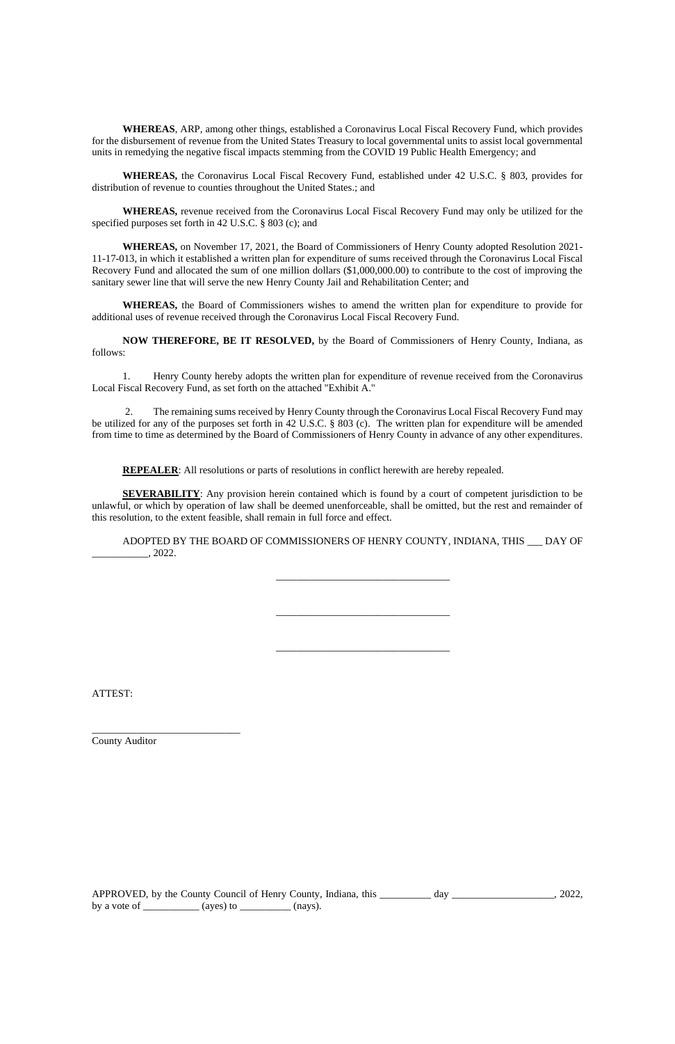**WHEREAS**, ARP, among other things, established a Coronavirus Local Fiscal Recovery Fund, which provides for the disbursement of revenue from the United States Treasury to local governmental units to assist local governmental units in remedying the negative fiscal impacts stemming from the COVID 19 Public Health Emergency; and

**WHEREAS,** the Coronavirus Local Fiscal Recovery Fund, established under 42 U.S.C. § 803, provides for distribution of revenue to counties throughout the United States.; and

**WHEREAS,** revenue received from the Coronavirus Local Fiscal Recovery Fund may only be utilized for the specified purposes set forth in 42 U.S.C. § 803 (c); and

**WHEREAS,** on November 17, 2021, the Board of Commissioners of Henry County adopted Resolution 2021-11-17-013, in which it established a written plan for expenditure of sums received through the Coronavirus Local Fiscal Recovery Fund and allocated the sum of one million dollars ($1,000,000.00) to contribute to the cost of improving the sanitary sewer line that will serve the new Henry County Jail and Rehabilitation Center; and

**WHEREAS,** the Board of Commissioners wishes to amend the written plan for expenditure to provide for additional uses of revenue received through the Coronavirus Local Fiscal Recovery Fund.

**NOW THEREFORE, BE IT RESOLVED,** by the Board of Commissioners of Henry County, Indiana, as follows:

1. Henry County hereby adopts the written plan for expenditure of revenue received from the Coronavirus Local Fiscal Recovery Fund, as set forth on the attached "Exhibit A."

2. The remaining sums received by Henry County through the Coronavirus Local Fiscal Recovery Fund may be utilized for any of the purposes set forth in 42 U.S.C. § 803 (c). The written plan for expenditure will be amended from time to time as determined by the Board of Commissioners of Henry County in advance of any other expenditures.

**REPEALER**: All resolutions or parts of resolutions in conflict herewith are hereby repealed.

**SEVERABILITY**: Any provision herein contained which is found by a court of competent jurisdiction to be unlawful, or which by operation of law shall be deemed unenforceable, shall be omitted, but the rest and remainder of this resolution, to the extent feasible, shall remain in full force and effect.

ADOPTED BY THE BOARD OF COMMISSIONERS OF HENRY COUNTY, INDIANA, THIS ___ DAY OF ___________, 2022.

_________________________________

_________________________________

_________________________________

ATTEST:

_____________________________
County Auditor

APPROVED, by the County Council of Henry County, Indiana, this __________ day ____________________, 2022, by a vote of ___________ (ayes) to __________ (nays).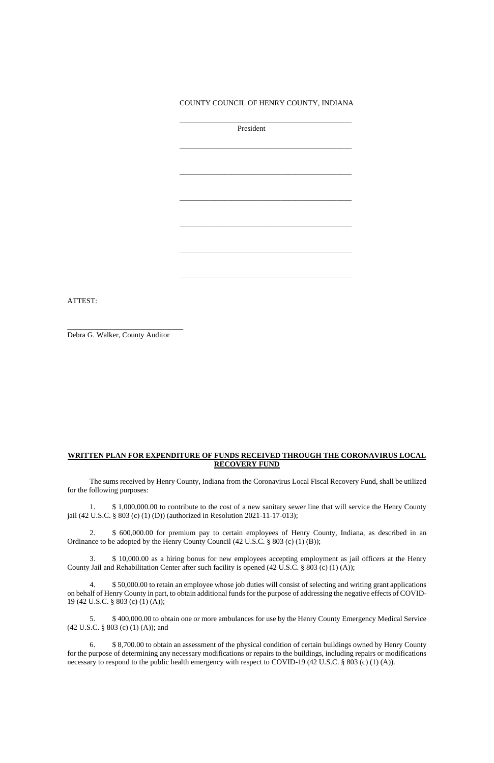COUNTY COUNCIL OF HENRY COUNTY, INDIANA

_____________________________________________
President

_____________________________________________

_____________________________________________

_____________________________________________

_____________________________________________

_____________________________________________

_____________________________________________

ATTEST:

______________________________
Debra G. Walker, County Auditor

**WRITTEN PLAN FOR EXPENDITURE OF FUNDS RECEIVED THROUGH THE CORONAVIRUS LOCAL RECOVERY FUND**

The sums received by Henry County, Indiana from the Coronavirus Local Fiscal Recovery Fund, shall be utilized for the following purposes:

1. $ 1,000,000.00 to contribute to the cost of a new sanitary sewer line that will service the Henry County jail (42 U.S.C. § 803 (c) (1) (D)) (authorized in Resolution 2021-11-17-013);

2. $ 600,000.00 for premium pay to certain employees of Henry County, Indiana, as described in an Ordinance to be adopted by the Henry County Council (42 U.S.C. § 803 (c) (1) (B));

3. $ 10,000.00 as a hiring bonus for new employees accepting employment as jail officers at the Henry County Jail and Rehabilitation Center after such facility is opened (42 U.S.C. § 803 (c) (1) (A));

4. $ 50,000.00 to retain an employee whose job duties will consist of selecting and writing grant applications on behalf of Henry County in part, to obtain additional funds for the purpose of addressing the negative effects of COVID-19 (42 U.S.C. § 803 (c) (1) (A));

5. $ 400,000.00 to obtain one or more ambulances for use by the Henry County Emergency Medical Service (42 U.S.C. § 803 (c) (1) (A)); and

6. $ 8,700.00 to obtain an assessment of the physical condition of certain buildings owned by Henry County for the purpose of determining any necessary modifications or repairs to the buildings, including repairs or modifications necessary to respond to the public health emergency with respect to COVID-19 (42 U.S.C. § 803 (c) (1) (A)).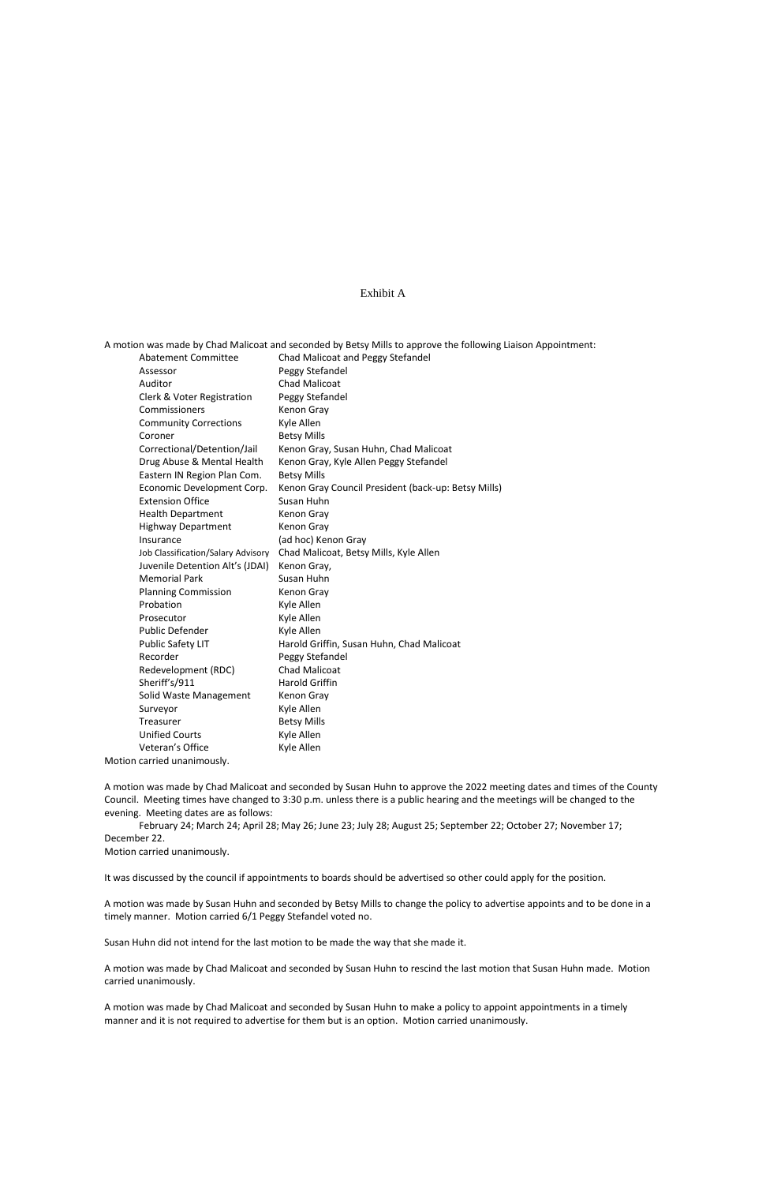Exhibit A

A motion was made by Chad Malicoat and seconded by Betsy Mills to approve the following Liaison Appointment:

| | |
|---|---|
| Abatement Committee | Chad Malicoat and Peggy Stefandel |
| Assessor | Peggy Stefandel |
| Auditor | Chad Malicoat |
| Clerk & Voter Registration | Peggy Stefandel |
| Commissioners | Kenon Gray |
| Community Corrections | Kyle Allen |
| Coroner | Betsy Mills |
| Correctional/Detention/Jail | Kenon Gray, Susan Huhn, Chad Malicoat |
| Drug Abuse & Mental Health | Kenon Gray, Kyle Allen Peggy Stefandel |
| Eastern IN Region Plan Com. | Betsy Mills |
| Economic Development Corp. | Kenon Gray Council President (back-up: Betsy Mills) |
| Extension Office | Susan Huhn |
| Health Department | Kenon Gray |
| Highway Department | Kenon Gray |
| Insurance | (ad hoc) Kenon Gray |
| Job Classification/Salary Advisory | Chad Malicoat, Betsy Mills, Kyle Allen |
| Juvenile Detention Alt's (JDAI) | Kenon Gray, |
| Memorial Park | Susan Huhn |
| Planning Commission | Kenon Gray |
| Probation | Kyle Allen |
| Prosecutor | Kyle Allen |
| Public Defender | Kyle Allen |
| Public Safety LIT | Harold Griffin, Susan Huhn, Chad Malicoat |
| Recorder | Peggy Stefandel |
| Redevelopment (RDC) | Chad Malicoat |
| Sheriff's/911 | Harold Griffin |
| Solid Waste Management | Kenon Gray |
| Surveyor | Kyle Allen |
| Treasurer | Betsy Mills |
| Unified Courts | Kyle Allen |
| Veteran's Office | Kyle Allen |

Motion carried unanimously.

A motion was made by Chad Malicoat and seconded by Susan Huhn to approve the 2022 meeting dates and times of the County Council. Meeting times have changed to 3:30 p.m. unless there is a public hearing and the meetings will be changed to the evening. Meeting dates are as follows:

February 24; March 24; April 28; May 26; June 23; July 28; August 25; September 22; October 27; November 17; December 22.

Motion carried unanimously.

It was discussed by the council if appointments to boards should be advertised so other could apply for the position.

A motion was made by Susan Huhn and seconded by Betsy Mills to change the policy to advertise appoints and to be done in a timely manner. Motion carried 6/1 Peggy Stefandel voted no.

Susan Huhn did not intend for the last motion to be made the way that she made it.

A motion was made by Chad Malicoat and seconded by Susan Huhn to rescind the last motion that Susan Huhn made. Motion carried unanimously.

A motion was made by Chad Malicoat and seconded by Susan Huhn to make a policy to appoint appointments in a timely manner and it is not required to advertise for them but is an option. Motion carried unanimously.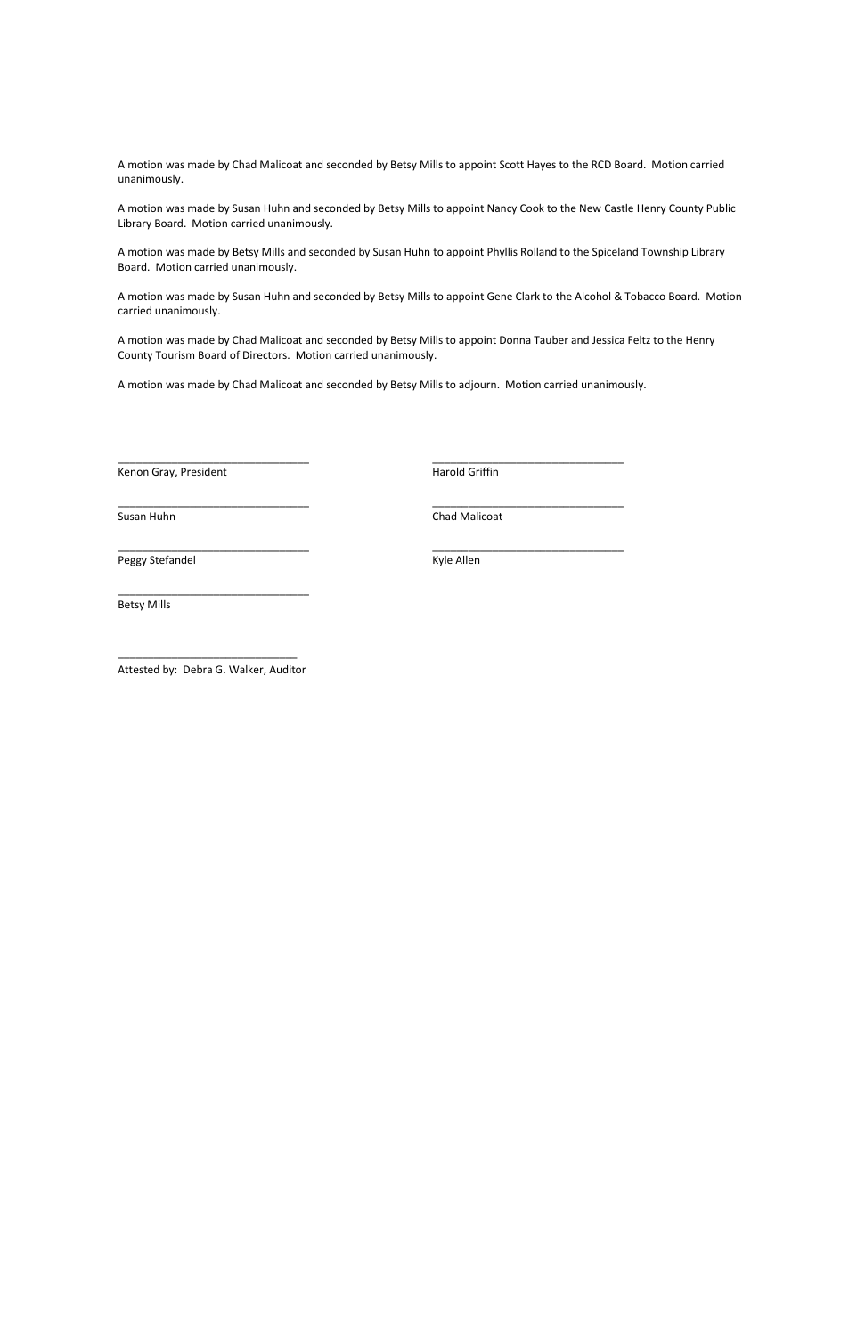A motion was made by Chad Malicoat and seconded by Betsy Mills to appoint Scott Hayes to the RCD Board. Motion carried unanimously.

A motion was made by Susan Huhn and seconded by Betsy Mills to appoint Nancy Cook to the New Castle Henry County Public Library Board. Motion carried unanimously.

A motion was made by Betsy Mills and seconded by Susan Huhn to appoint Phyllis Rolland to the Spiceland Township Library Board. Motion carried unanimously.

A motion was made by Susan Huhn and seconded by Betsy Mills to appoint Gene Clark to the Alcohol & Tobacco Board. Motion carried unanimously.

A motion was made by Chad Malicoat and seconded by Betsy Mills to appoint Donna Tauber and Jessica Feltz to the Henry County Tourism Board of Directors. Motion carried unanimously.

A motion was made by Chad Malicoat and seconded by Betsy Mills to adjourn. Motion carried unanimously.

________________________________
Kenon Gray, President

________________________________
Harold Griffin

________________________________
Susan Huhn

________________________________
Chad Malicoat

________________________________
Peggy Stefandel

________________________________
Kyle Allen

________________________________
Betsy Mills

______________________________
Attested by: Debra G. Walker, Auditor